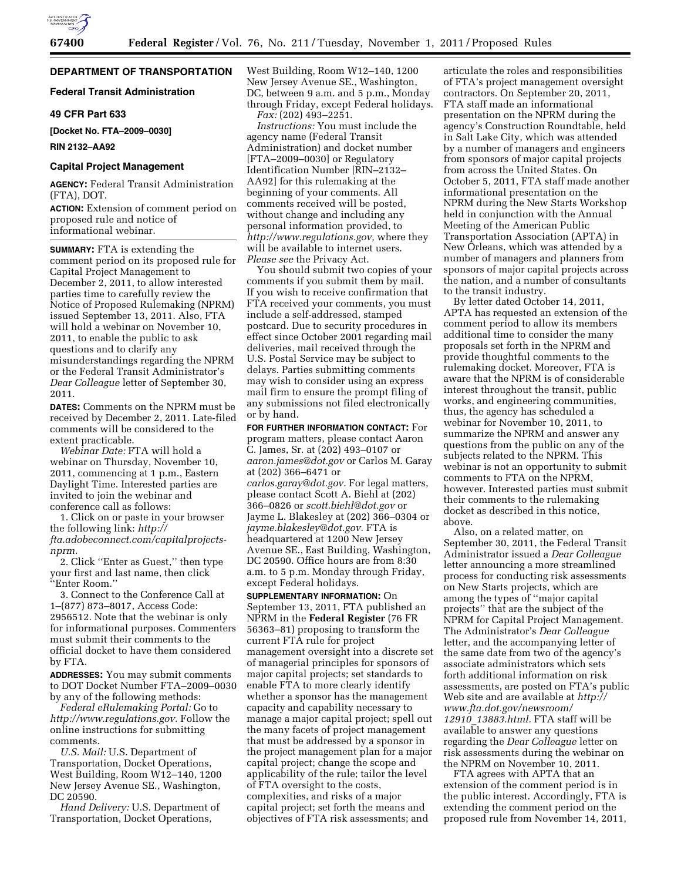## DEPARTMENT OF TRANSPORTATION

### Federal Transit Administration

### 49 CFR Part 633

**[Docket No. FTA–2009–0030]**

**RIN 2132–AA92**

### Capital Project Management

**AGENCY:** Federal Transit Administration (FTA), DOT.

**ACTION:** Extension of comment period on proposed rule and notice of informational webinar.

**SUMMARY:** FTA is extending the comment period on its proposed rule for Capital Project Management to December 2, 2011, to allow interested parties time to carefully review the Notice of Proposed Rulemaking (NPRM) issued September 13, 2011. Also, FTA will hold a webinar on November 10, 2011, to enable the public to ask questions and to clarify any misunderstandings regarding the NPRM or the Federal Transit Administrator's *Dear Colleague* letter of September 30, 2011.

**DATES:** Comments on the NPRM must be received by December 2, 2011. Late-filed comments will be considered to the extent practicable.

*Webinar Date:* FTA will hold a webinar on Thursday, November 10, 2011, commencing at 1 p.m., Eastern Daylight Time. Interested parties are invited to join the webinar and conference call as follows:

1. Click on or paste in your browser the following link: *http://fta.adobeconnect.com/capitalprojects-nprm.*
2. Click ''Enter as Guest,'' then type your first and last name, then click ''Enter Room.''
3. Connect to the Conference Call at 1–(877) 873–8017, Access Code: 2956512. Note that the webinar is only for informational purposes. Commenters must submit their comments to the official docket to have them considered by FTA.

**ADDRESSES:** You may submit comments to DOT Docket Number FTA–2009–0030 by any of the following methods:

*Federal eRulemaking Portal:* Go to *http://www.regulations.gov.* Follow the online instructions for submitting comments.

*U.S. Mail:* U.S. Department of Transportation, Docket Operations, West Building, Room W12–140, 1200 New Jersey Avenue SE., Washington, DC 20590.

*Hand Delivery:* U.S. Department of Transportation, Docket Operations, West Building, Room W12–140, 1200 New Jersey Avenue SE., Washington, DC, between 9 a.m. and 5 p.m., Monday through Friday, except Federal holidays.

*Fax:* (202) 493–2251.

*Instructions:* You must include the agency name (Federal Transit Administration) and docket number [FTA–2009–0030] or Regulatory Identification Number [RIN–2132–AA92] for this rulemaking at the beginning of your comments. All comments received will be posted, without change and including any personal information provided, to *http://www.regulations.gov,* where they will be available to internet users. *Please see* the Privacy Act.

You should submit two copies of your comments if you submit them by mail. If you wish to receive confirmation that FTA received your comments, you must include a self-addressed, stamped postcard. Due to security procedures in effect since October 2001 regarding mail deliveries, mail received through the U.S. Postal Service may be subject to delays. Parties submitting comments may wish to consider using an express mail firm to ensure the prompt filing of any submissions not filed electronically or by hand.

**FOR FURTHER INFORMATION CONTACT:** For program matters, please contact Aaron C. James, Sr. at (202) 493–0107 or *aaron.james@dot.gov* or Carlos M. Garay at (202) 366–6471 or *carlos.garay@dot.gov.* For legal matters, please contact Scott A. Biehl at (202) 366–0826 or *scott.biehl@dot.gov* or Jayme L. Blakesley at (202) 366–0304 or *jayme.blakesley@dot.gov.* FTA is headquartered at 1200 New Jersey Avenue SE., East Building, Washington, DC 20590. Office hours are from 8:30 a.m. to 5 p.m. Monday through Friday, except Federal holidays.

**SUPPLEMENTARY INFORMATION:** On September 13, 2011, FTA published an NPRM in the **Federal Register** (76 FR 56363–81) proposing to transform the current FTA rule for project management oversight into a discrete set of managerial principles for sponsors of major capital projects; set standards to enable FTA to more clearly identify whether a sponsor has the management capacity and capability necessary to manage a major capital project; spell out the many facets of project management that must be addressed by a sponsor in the project management plan for a major capital project; change the scope and applicability of the rule; tailor the level of FTA oversight to the costs, complexities, and risks of a major capital project; set forth the means and objectives of FTA risk assessments; and articulate the roles and responsibilities of FTA's project management oversight contractors. On September 20, 2011, FTA staff made an informational presentation on the NPRM during the agency's Construction Roundtable, held in Salt Lake City, which was attended by a number of managers and engineers from sponsors of major capital projects from across the United States. On October 5, 2011, FTA staff made another informational presentation on the NPRM during the New Starts Workshop held in conjunction with the Annual Meeting of the American Public Transportation Association (APTA) in New Orleans, which was attended by a number of managers and planners from sponsors of major capital projects across the nation, and a number of consultants to the transit industry.

By letter dated October 14, 2011, APTA has requested an extension of the comment period to allow its members additional time to consider the many proposals set forth in the NPRM and provide thoughtful comments to the rulemaking docket. Moreover, FTA is aware that the NPRM is of considerable interest throughout the transit, public works, and engineering communities, thus, the agency has scheduled a webinar for November 10, 2011, to summarize the NPRM and answer any questions from the public on any of the subjects related to the NPRM. This webinar is not an opportunity to submit comments to FTA on the NPRM, however. Interested parties must submit their comments to the rulemaking docket as described in this notice, above.

Also, on a related matter, on September 30, 2011, the Federal Transit Administrator issued a *Dear Colleague* letter announcing a more streamlined process for conducting risk assessments on New Starts projects, which are among the types of ''major capital projects'' that are the subject of the NPRM for Capital Project Management. The Administrator's *Dear Colleague* letter, and the accompanying letter of the same date from two of the agency's associate administrators which sets forth additional information on risk assessments, are posted on FTA's public Web site and are available at *http://www.fta.dot.gov/newsroom/12910_13883.html.* FTA staff will be available to answer any questions regarding the *Dear Colleague* letter on risk assessments during the webinar on the NPRM on November 10, 2011.

FTA agrees with APTA that an extension of the comment period is in the public interest. Accordingly, FTA is extending the comment period on the proposed rule from November 14, 2011,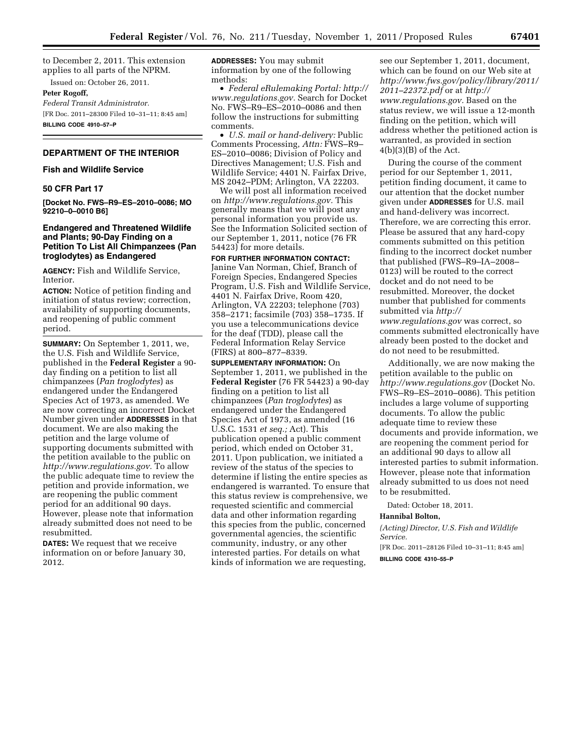to December 2, 2011. This extension applies to all parts of the NPRM.

Issued on: October 26, 2011.

**Peter Rogoff,**

*Federal Transit Administrator.*

[FR Doc. 2011–28300 Filed 10–31–11; 8:45 am]

**BILLING CODE 4910–57–P**

## DEPARTMENT OF THE INTERIOR

### Fish and Wildlife Service

### 50 CFR Part 17

**[Docket No. FWS–R9–ES–2010–0086; MO 92210–0–0010 B6]**

### Endangered and Threatened Wildlife and Plants; 90-Day Finding on a Petition To List All Chimpanzees (Pan troglodytes) as Endangered

**AGENCY:** Fish and Wildlife Service, Interior.

**ACTION:** Notice of petition finding and initiation of status review; correction, availability of supporting documents, and reopening of public comment period.

**SUMMARY:** On September 1, 2011, we, the U.S. Fish and Wildlife Service, published in the **Federal Register** a 90-day finding on a petition to list all chimpanzees (*Pan troglodytes*) as endangered under the Endangered Species Act of 1973, as amended. We are now correcting an incorrect Docket Number given under **ADDRESSES** in that document. We are also making the petition and the large volume of supporting documents submitted with the petition available to the public on *http://www.regulations.gov*. To allow the public adequate time to review the petition and provide information, we are reopening the public comment period for an additional 90 days. However, please note that information already submitted does not need to be resubmitted.

**DATES:** We request that we receive information on or before January 30, 2012.

**ADDRESSES:** You may submit information by one of the following methods:

- *Federal eRulemaking Portal: http://www.regulations.gov.* Search for Docket No. FWS–R9–ES–2010–0086 and then follow the instructions for submitting comments.
- *U.S. mail or hand-delivery:* Public Comments Processing, *Attn:* FWS–R9–ES–2010–0086; Division of Policy and Directives Management; U.S. Fish and Wildlife Service; 4401 N. Fairfax Drive, MS 2042–PDM; Arlington, VA 22203.

We will post all information received on *http://www.regulations.gov*. This generally means that we will post any personal information you provide us. See the Information Solicited section of our September 1, 2011, notice (76 FR 54423) for more details.

**FOR FURTHER INFORMATION CONTACT:** Janine Van Norman, Chief, Branch of Foreign Species, Endangered Species Program, U.S. Fish and Wildlife Service, 4401 N. Fairfax Drive, Room 420, Arlington, VA 22203; telephone (703) 358–2171; facsimile (703) 358–1735. If you use a telecommunications device for the deaf (TDD), please call the Federal Information Relay Service (FIRS) at 800–877–8339.

**SUPPLEMENTARY INFORMATION:** On September 1, 2011, we published in the **Federal Register** (76 FR 54423) a 90-day finding on a petition to list all chimpanzees (*Pan troglodytes*) as endangered under the Endangered Species Act of 1973, as amended (16 U.S.C. 1531 *et seq.;* Act). This publication opened a public comment period, which ended on October 31, 2011. Upon publication, we initiated a review of the status of the species to determine if listing the entire species as endangered is warranted. To ensure that this status review is comprehensive, we requested scientific and commercial data and other information regarding this species from the public, concerned governmental agencies, the scientific community, industry, or any other interested parties. For details on what kinds of information we are requesting, see our September 1, 2011, document, which can be found on our Web site at *http://www.fws.gov/policy/library/2011/2011–22372.pdf* or at *http://www.regulations.gov*. Based on the status review, we will issue a 12-month finding on the petition, which will address whether the petitioned action is warranted, as provided in section 4(b)(3)(B) of the Act.

During the course of the comment period for our September 1, 2011, petition finding document, it came to our attention that the docket number given under **ADDRESSES** for U.S. mail and hand-delivery was incorrect. Therefore, we are correcting this error. Please be assured that any hard-copy comments submitted on this petition finding to the incorrect docket number that published (FWS–R9–IA–2008–0123) will be routed to the correct docket and do not need to be resubmitted. Moreover, the docket number that published for comments submitted via *http://www.regulations.gov* was correct, so comments submitted electronically have already been posted to the docket and do not need to be resubmitted.

Additionally, we are now making the petition available to the public on *http://www.regulations.gov* (Docket No. FWS–R9–ES–2010–0086). This petition includes a large volume of supporting documents. To allow the public adequate time to review these documents and provide information, we are reopening the comment period for an additional 90 days to allow all interested parties to submit information. However, please note that information already submitted to us does not need to be resubmitted.

Dated: October 18, 2011.

**Hannibal Bolton,**

*(Acting) Director, U.S. Fish and Wildlife Service.*

[FR Doc. 2011–28126 Filed 10–31–11; 8:45 am]

**BILLING CODE 4310–55–P**